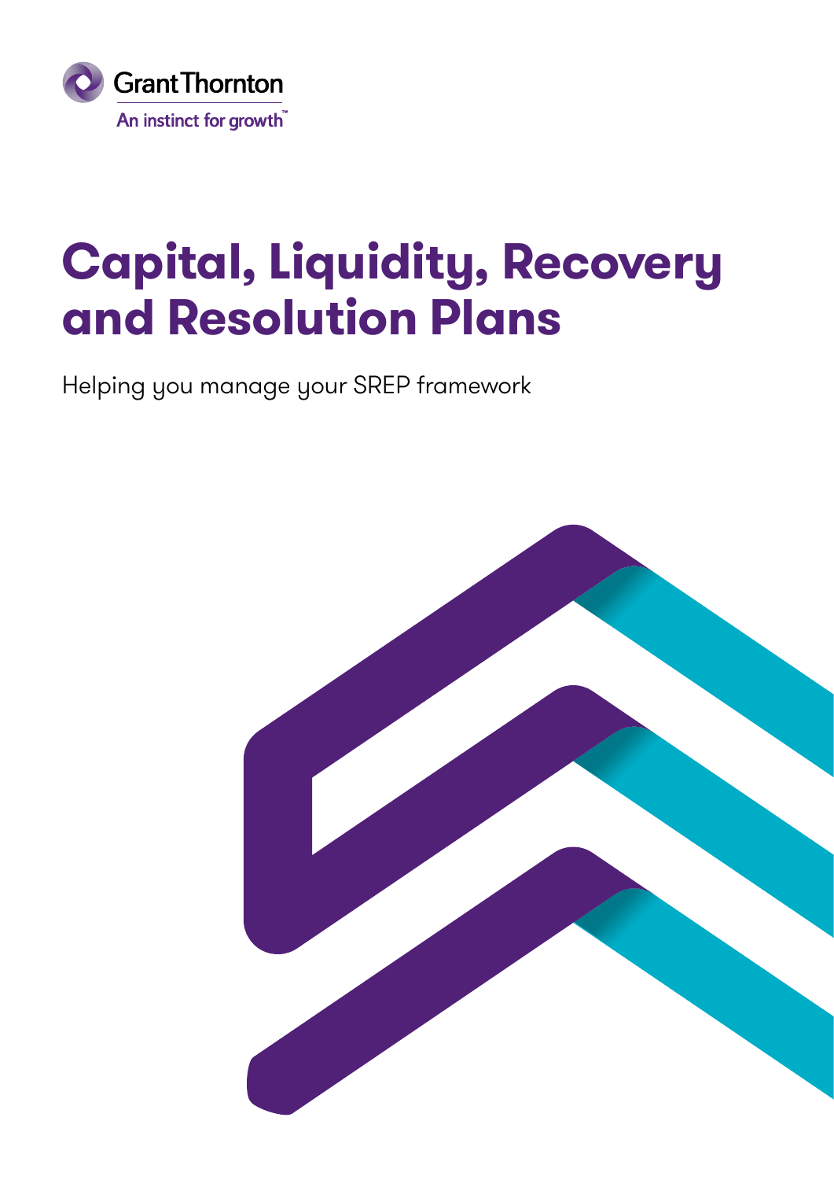Grant Thornton

An instinct for growth™

# Capital, Liquidity, Recovery and Resolution Plans

Helping you manage your SREP framework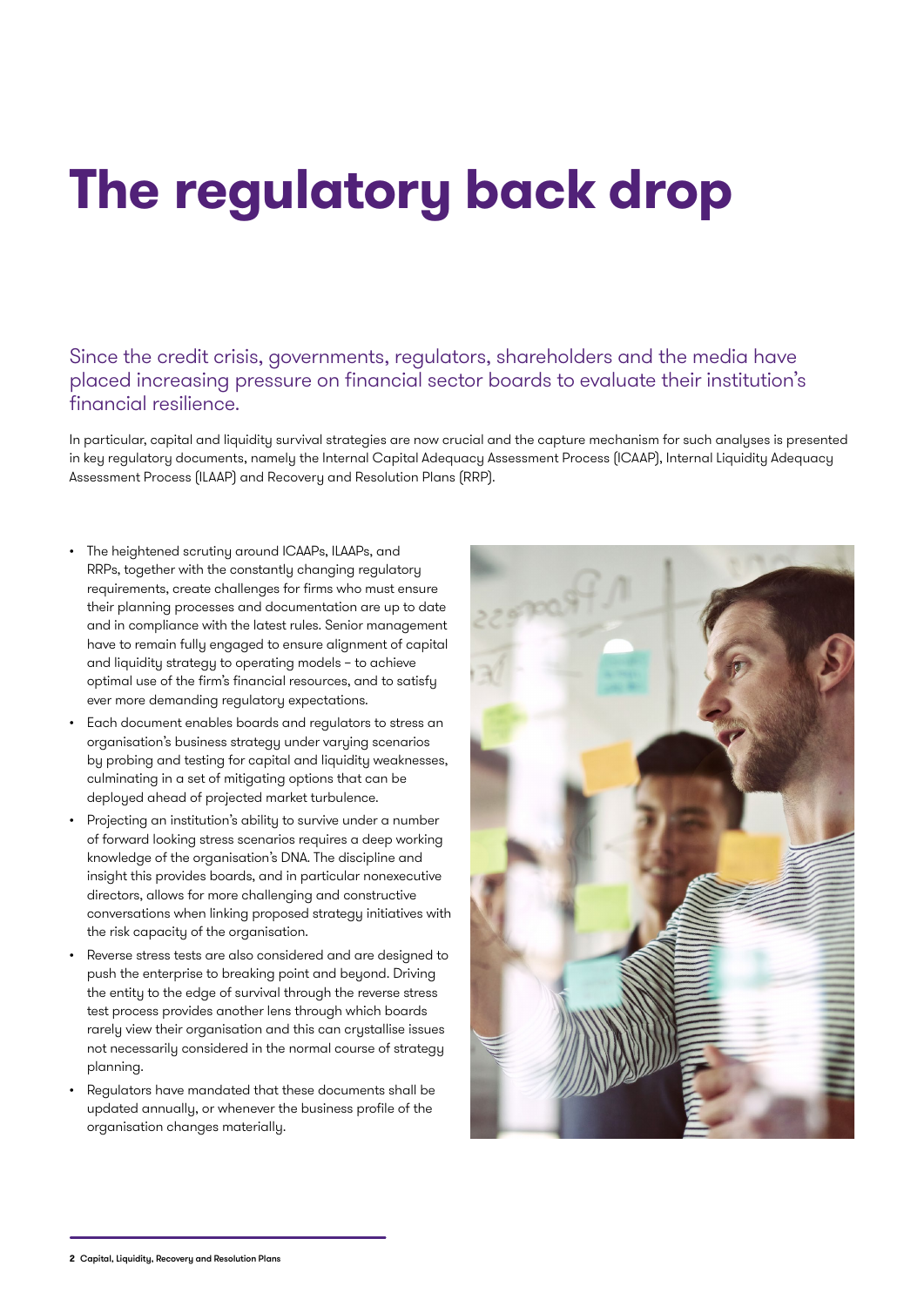# The regulatory back drop

Since the credit crisis, governments, regulators, shareholders and the media have placed increasing pressure on financial sector boards to evaluate their institution's financial resilience.

In particular, capital and liquidity survival strategies are now crucial and the capture mechanism for such analyses is presented in key regulatory documents, namely the Internal Capital Adequacy Assessment Process (ICAAP), Internal Liquidity Adequacy Assessment Process (ILAAP) and Recovery and Resolution Plans (RRP).

- The heightened scrutiny around ICAAPs, ILAAPs, and RRPs, together with the constantly changing regulatory requirements, create challenges for firms who must ensure their planning processes and documentation are up to date and in compliance with the latest rules. Senior management have to remain fully engaged to ensure alignment of capital and liquidity strategy to operating models – to achieve optimal use of the firm's financial resources, and to satisfy ever more demanding regulatory expectations.
- Each document enables boards and regulators to stress an organisation's business strategy under varying scenarios by probing and testing for capital and liquidity weaknesses, culminating in a set of mitigating options that can be deployed ahead of projected market turbulence.
- Projecting an institution's ability to survive under a number of forward looking stress scenarios requires a deep working knowledge of the organisation's DNA. The discipline and insight this provides boards, and in particular nonexecutive directors, allows for more challenging and constructive conversations when linking proposed strategy initiatives with the risk capacity of the organisation.
- Reverse stress tests are also considered and are designed to push the enterprise to breaking point and beyond. Driving the entity to the edge of survival through the reverse stress test process provides another lens through which boards rarely view their organisation and this can crystallise issues not necessarily considered in the normal course of strategy planning.
- Regulators have mandated that these documents shall be updated annually, or whenever the business profile of the organisation changes materially.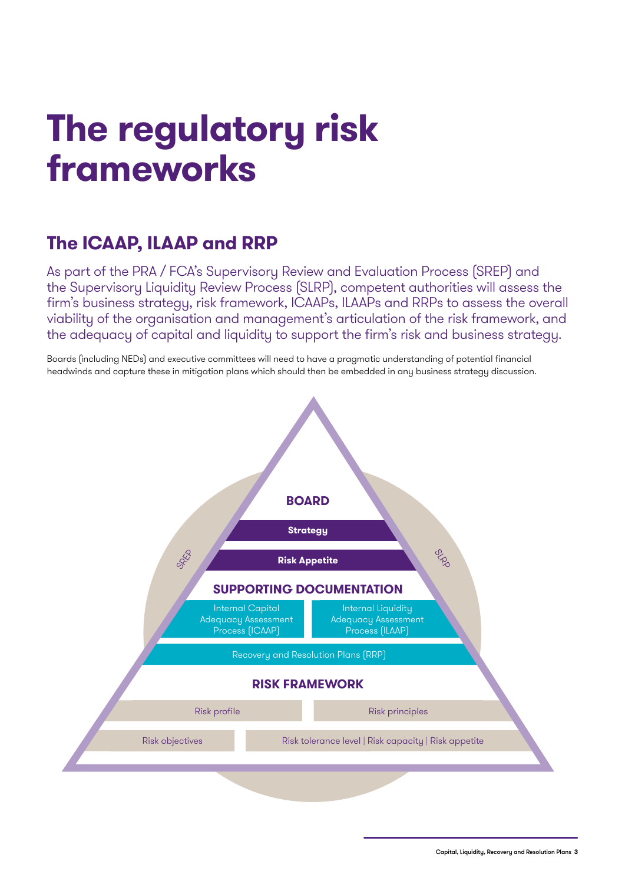# The regulatory risk frameworks

## The ICAAP, ILAAP and RRP

As part of the PRA / FCA's Supervisory Review and Evaluation Process (SREP) and the Supervisory Liquidity Review Process (SLRP), competent authorities will assess the firm's business strategy, risk framework, ICAAPs, ILAAPs and RRPs to assess the overall viability of the organisation and management's articulation of the risk framework, and the adequacy of capital and liquidity to support the firm's risk and business strategy.

Boards (including NEDs) and executive committees will need to have a pragmatic understanding of potential financial headwinds and capture these in mitigation plans which should then be embedded in any business strategy discussion.

SREP

SLRP

**BOARD**

**Strategy**

**Risk Appetite**

**SUPPORTING DOCUMENTATION**

Internal Capital Adequacy Assessment Process (ICAAP)

Internal Liquidity Adequacy Assessment Process (ILAAP)

Recovery and Resolution Plans (RRP)

**RISK FRAMEWORK**

Risk profile

Risk principles

Risk objectives

Risk tolerance level | Risk capacity | Risk appetite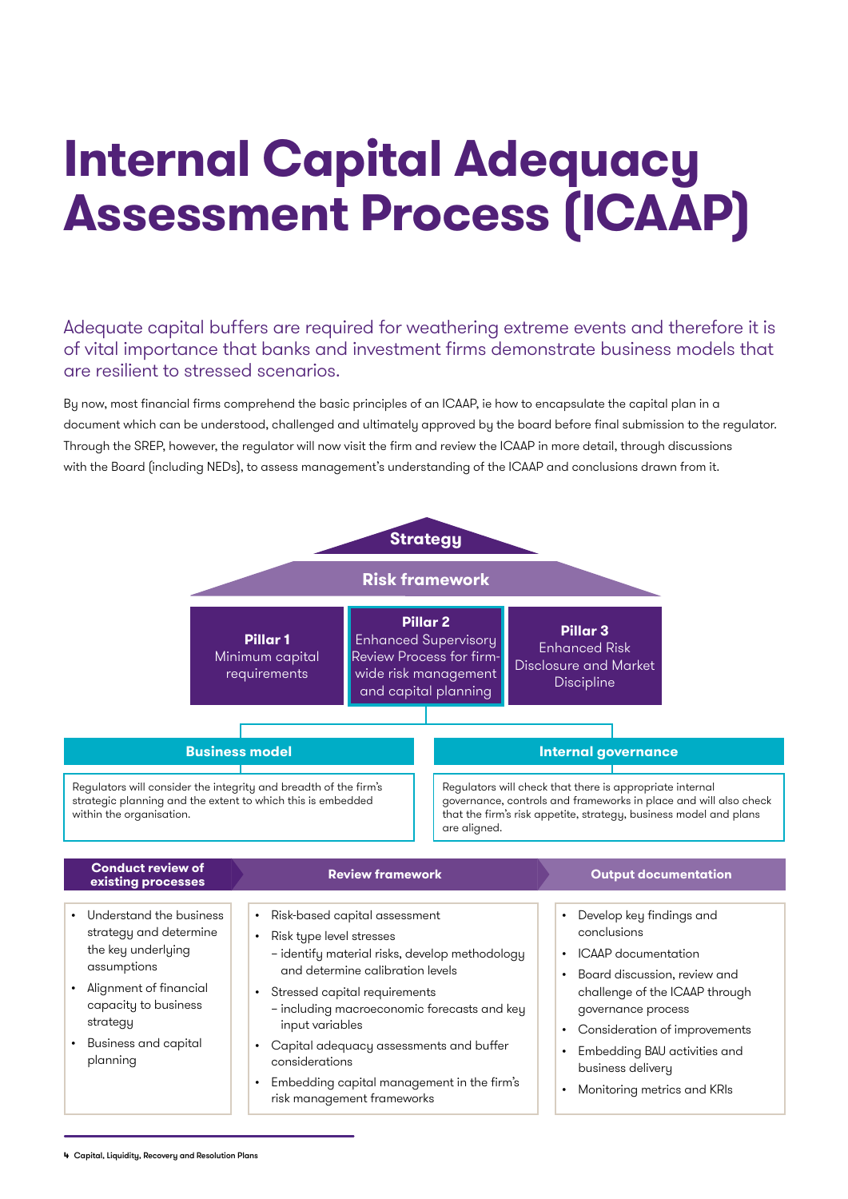# Internal Capital Adequacy Assessment Process (ICAAP)

Adequate capital buffers are required for weathering extreme events and therefore it is of vital importance that banks and investment firms demonstrate business models that are resilient to stressed scenarios.

By now, most financial firms comprehend the basic principles of an ICAAP, ie how to encapsulate the capital plan in a document which can be understood, challenged and ultimately approved by the board before final submission to the regulator. Through the SREP, however, the regulator will now visit the firm and review the ICAAP in more detail, through discussions with the Board (including NEDs), to assess management's understanding of the ICAAP and conclusions drawn from it.

**Strategy**

**Risk framework**

| **Pillar 1** | **Pillar 2** | **Pillar 3** |
|---|---|---|
| Minimum capital requirements | Enhanced Supervisory Review Process for firm-wide risk management and capital planning | Enhanced Risk Disclosure and Market Discipline |

**Business model**

Regulators will consider the integrity and breadth of the firm's strategic planning and the extent to which this is embedded within the organisation.

**Internal governance**

Regulators will check that there is appropriate internal governance, controls and frameworks in place and will also check that the firm's risk appetite, strategy, business model and plans are aligned.

**Conduct review of existing processes**

- Understand the business strategy and determine the key underlying assumptions
- Alignment of financial capacity to business strategy
- Business and capital planning

**Review framework**

- Risk-based capital assessment
- Risk type level stresses
  – identify material risks, develop methodology and determine calibration levels
- Stressed capital requirements
  – including macroeconomic forecasts and key input variables
- Capital adequacy assessments and buffer considerations
- Embedding capital management in the firm's risk management frameworks

**Output documentation**

- Develop key findings and conclusions
- ICAAP documentation
- Board discussion, review and challenge of the ICAAP through governance process
- Consideration of improvements
- Embedding BAU activities and business delivery
- Monitoring metrics and KRIs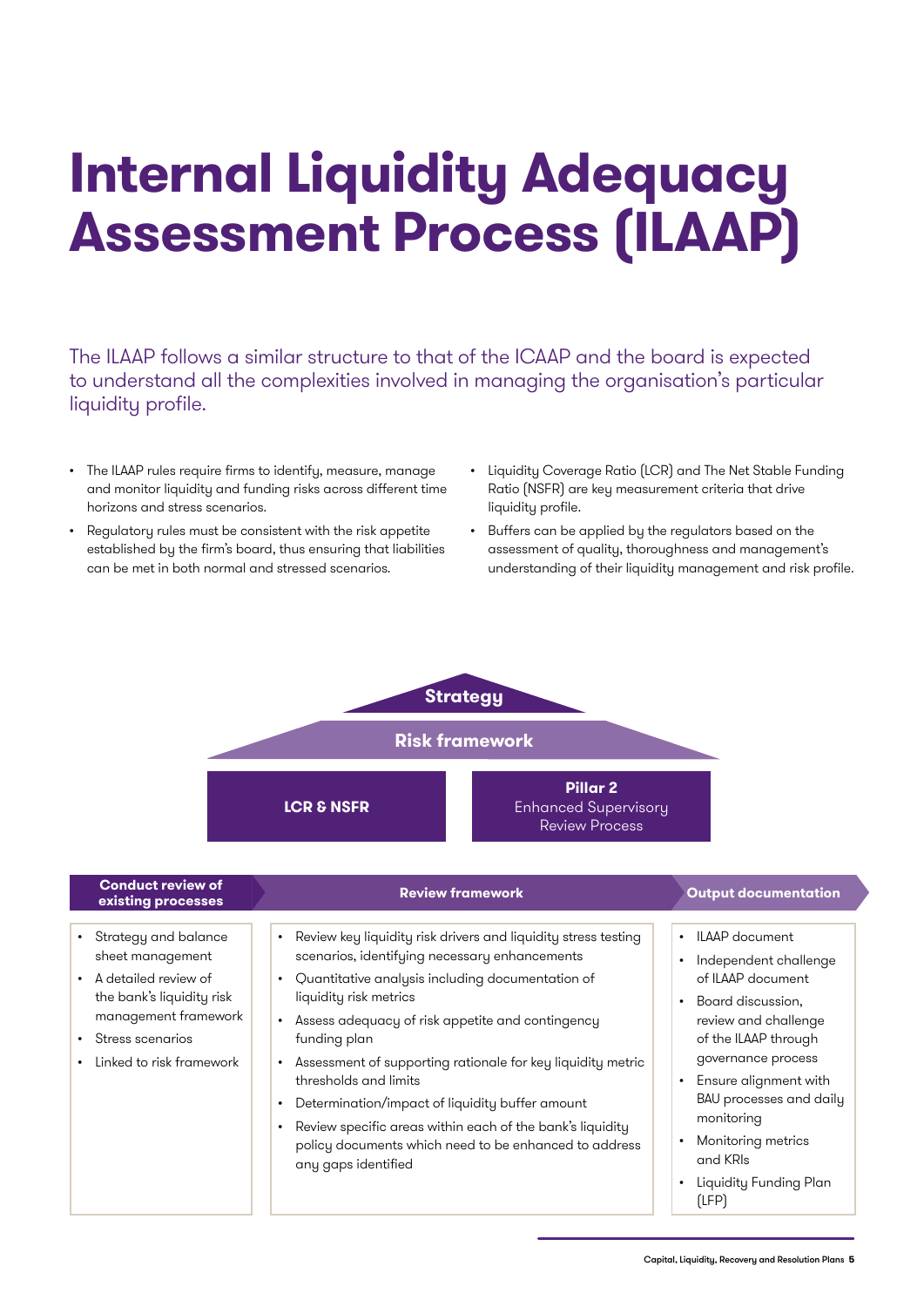# Internal Liquidity Adequacy Assessment Process (ILAAP)

The ILAAP follows a similar structure to that of the ICAAP and the board is expected to understand all the complexities involved in managing the organisation's particular liquidity profile.

- The ILAAP rules require firms to identify, measure, manage and monitor liquidity and funding risks across different time horizons and stress scenarios.
- Regulatory rules must be consistent with the risk appetite established by the firm's board, thus ensuring that liabilities can be met in both normal and stressed scenarios.
- Liquidity Coverage Ratio (LCR) and The Net Stable Funding Ratio (NSFR) are key measurement criteria that drive liquidity profile.
- Buffers can be applied by the regulators based on the assessment of quality, thoroughness and management's understanding of their liquidity management and risk profile.

**Strategy**

**Risk framework**

| **LCR & NSFR** | **Pillar 2** Enhanced Supervisory Review Process |
|---|---|

| Conduct review of existing processes | Review framework | Output documentation |
|---|---|---|
| • Strategy and balance sheet management<br>• A detailed review of the bank's liquidity risk management framework<br>• Stress scenarios<br>• Linked to risk framework | • Review key liquidity risk drivers and liquidity stress testing scenarios, identifying necessary enhancements<br>• Quantitative analysis including documentation of liquidity risk metrics<br>• Assess adequacy of risk appetite and contingency funding plan<br>• Assessment of supporting rationale for key liquidity metric thresholds and limits<br>• Determination/impact of liquidity buffer amount<br>• Review specific areas within each of the bank's liquidity policy documents which need to be enhanced to address any gaps identified | • ILAAP document<br>• Independent challenge of ILAAP document<br>• Board discussion, review and challenge of the ILAAP through governance process<br>• Ensure alignment with BAU processes and daily monitoring<br>• Monitoring metrics and KRIs<br>• Liquidity Funding Plan (LFP) |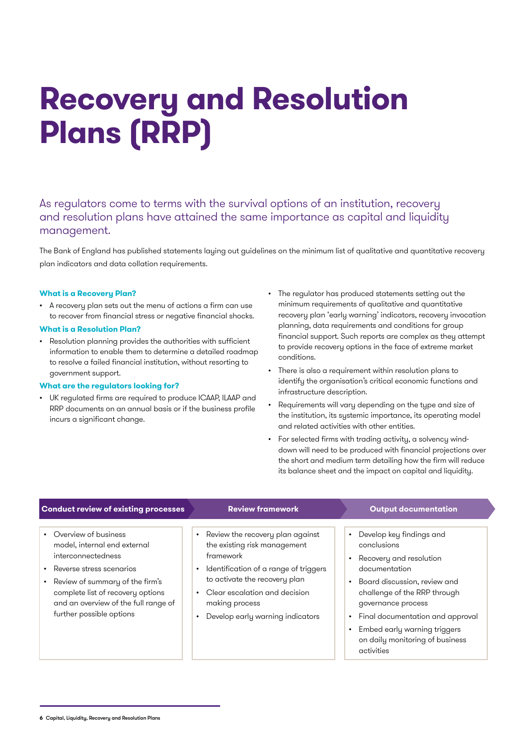# Recovery and Resolution Plans (RRP)

## As regulators come to terms with the survival options of an institution, recovery and resolution plans have attained the same importance as capital and liquidity management.

The Bank of England has published statements laying out guidelines on the minimum list of qualitative and quantitative recovery plan indicators and data collation requirements.

### What is a Recovery Plan?

- A recovery plan sets out the menu of actions a firm can use to recover from financial stress or negative financial shocks.

### What is a Resolution Plan?

- Resolution planning provides the authorities with sufficient information to enable them to determine a detailed roadmap to resolve a failed financial institution, without resorting to government support.

### What are the regulators looking for?

- UK regulated firms are required to produce ICAAP, ILAAP and RRP documents on an annual basis or if the business profile incurs a significant change.
- The regulator has produced statements setting out the minimum requirements of qualitative and quantitative recovery plan 'early warning' indicators, recovery invocation planning, data requirements and conditions for group financial support. Such reports are complex as they attempt to provide recovery options in the face of extreme market conditions.
- There is also a requirement within resolution plans to identify the organisation's critical economic functions and infrastructure description.
- Requirements will vary depending on the type and size of the institution, its systemic importance, its operating model and related activities with other entities.
- For selected firms with trading activity, a solvency wind-down will need to be produced with financial projections over the short and medium term detailing how the firm will reduce its balance sheet and the impact on capital and liquidity.

| Conduct review of existing processes | Review framework | Output documentation |
| --- | --- | --- |
| • Overview of business model, internal end external interconnectedness<br>• Reverse stress scenarios<br>• Review of summary of the firm's complete list of recovery options and an overview of the full range of further possible options | • Review the recovery plan against the existing risk management framework<br>• Identification of a range of triggers to activate the recovery plan<br>• Clear escalation and decision making process<br>• Develop early warning indicators | • Develop key findings and conclusions<br>• Recovery and resolution documentation<br>• Board discussion, review and challenge of the RRP through governance process<br>• Final documentation and approval<br>• Embed early warning triggers on daily monitoring of business activities |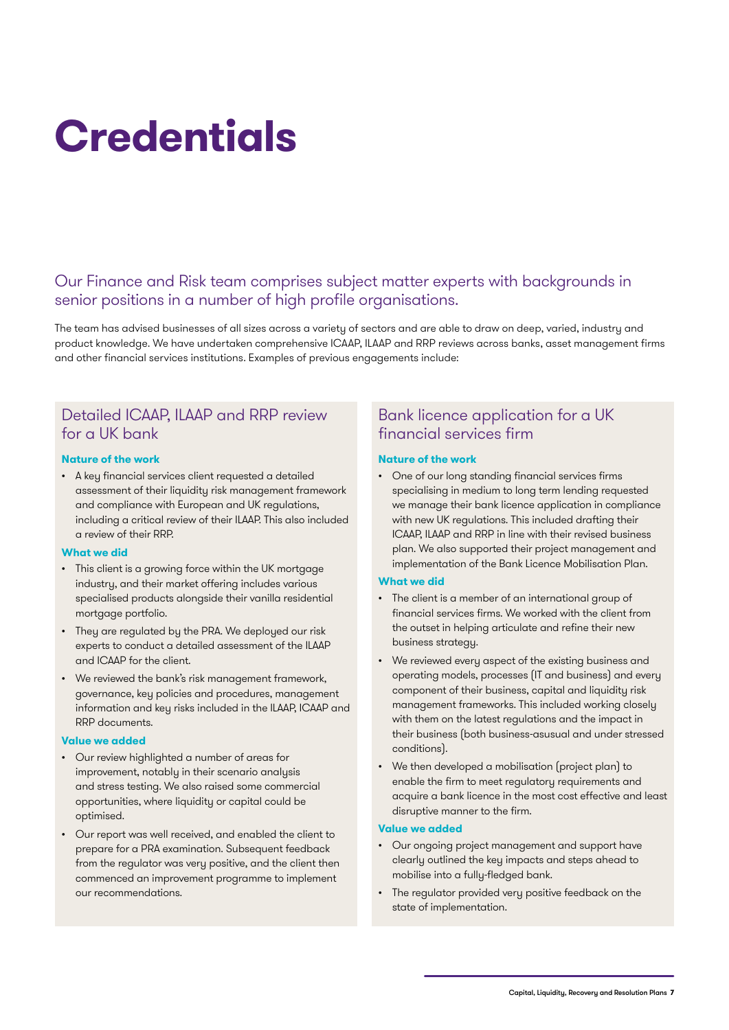# Credentials

## Our Finance and Risk team comprises subject matter experts with backgrounds in senior positions in a number of high profile organisations.

The team has advised businesses of all sizes across a variety of sectors and are able to draw on deep, varied, industry and product knowledge. We have undertaken comprehensive ICAAP, ILAAP and RRP reviews across banks, asset management firms and other financial services institutions. Examples of previous engagements include:

### Detailed ICAAP, ILAAP and RRP review for a UK bank

**Nature of the work**

- A key financial services client requested a detailed assessment of their liquidity risk management framework and compliance with European and UK regulations, including a critical review of their ILAAP. This also included a review of their RRP.

**What we did**

- This client is a growing force within the UK mortgage industry, and their market offering includes various specialised products alongside their vanilla residential mortgage portfolio.
- They are regulated by the PRA. We deployed our risk experts to conduct a detailed assessment of the ILAAP and ICAAP for the client.
- We reviewed the bank's risk management framework, governance, key policies and procedures, management information and key risks included in the ILAAP, ICAAP and RRP documents.

**Value we added**

- Our review highlighted a number of areas for improvement, notably in their scenario analysis and stress testing. We also raised some commercial opportunities, where liquidity or capital could be optimised.
- Our report was well received, and enabled the client to prepare for a PRA examination. Subsequent feedback from the regulator was very positive, and the client then commenced an improvement programme to implement our recommendations.

### Bank licence application for a UK financial services firm

**Nature of the work**

- One of our long standing financial services firms specialising in medium to long term lending requested we manage their bank licence application in compliance with new UK regulations. This included drafting their ICAAP, ILAAP and RRP in line with their revised business plan. We also supported their project management and implementation of the Bank Licence Mobilisation Plan.

**What we did**

- The client is a member of an international group of financial services firms. We worked with the client from the outset in helping articulate and refine their new business strategy.
- We reviewed every aspect of the existing business and operating models, processes (IT and business) and every component of their business, capital and liquidity risk management frameworks. This included working closely with them on the latest regulations and the impact in their business (both business-asusual and under stressed conditions).
- We then developed a mobilisation (project plan) to enable the firm to meet regulatory requirements and acquire a bank licence in the most cost effective and least disruptive manner to the firm.

**Value we added**

- Our ongoing project management and support have clearly outlined the key impacts and steps ahead to mobilise into a fully-fledged bank.
- The regulator provided very positive feedback on the state of implementation.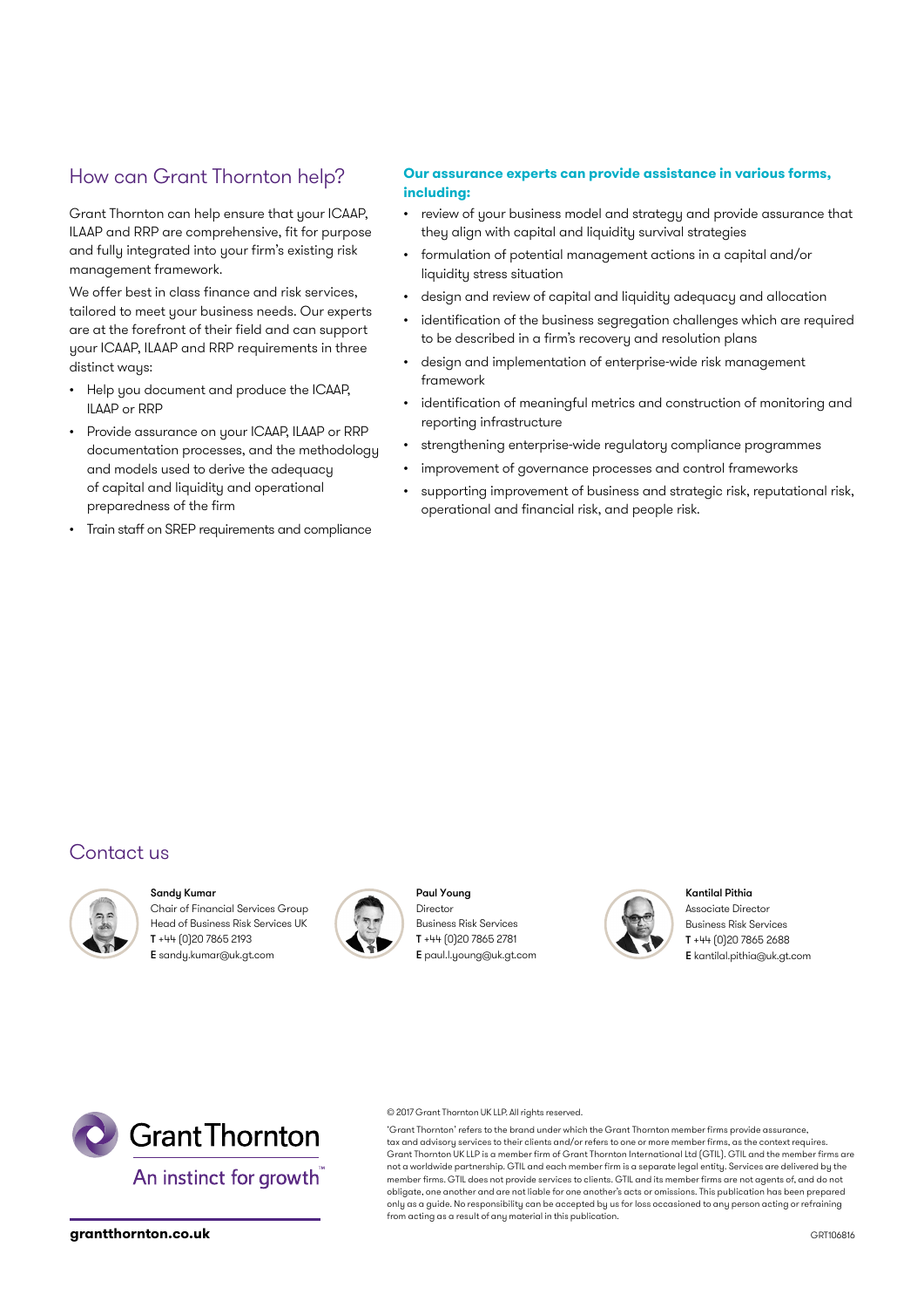## How can Grant Thornton help?

Grant Thornton can help ensure that your ICAAP, ILAAP and RRP are comprehensive, fit for purpose and fully integrated into your firm's existing risk management framework.

We offer best in class finance and risk services, tailored to meet your business needs. Our experts are at the forefront of their field and can support your ICAAP, ILAAP and RRP requirements in three distinct ways:

- Help you document and produce the ICAAP, ILAAP or RRP
- Provide assurance on your ICAAP, ILAAP or RRP documentation processes, and the methodology and models used to derive the adequacy of capital and liquidity and operational preparedness of the firm
- Train staff on SREP requirements and compliance

**Our assurance experts can provide assistance in various forms, including:**

- review of your business model and strategy and provide assurance that they align with capital and liquidity survival strategies
- formulation of potential management actions in a capital and/or liquidity stress situation
- design and review of capital and liquidity adequacy and allocation
- identification of the business segregation challenges which are required to be described in a firm's recovery and resolution plans
- design and implementation of enterprise-wide risk management framework
- identification of meaningful metrics and construction of monitoring and reporting infrastructure
- strengthening enterprise-wide regulatory compliance programmes
- improvement of governance processes and control frameworks
- supporting improvement of business and strategic risk, reputational risk, operational and financial risk, and people risk.

## Contact us

**Sandy Kumar**
Chair of Financial Services Group
Head of Business Risk Services UK
**T** +44 (0)20 7865 2193
**E** sandy.kumar@uk.gt.com

**Paul Young**
Director
Business Risk Services
**T** +44 (0)20 7865 2781
**E** paul.l.young@uk.gt.com

**Kantilal Pithia**
Associate Director
Business Risk Services
**T** +44 (0)20 7865 2688
**E** kantilal.pithia@uk.gt.com

Grant Thornton
An instinct for growth™

© 2017 Grant Thornton UK LLP. All rights reserved.

'Grant Thornton' refers to the brand under which the Grant Thornton member firms provide assurance, tax and advisory services to their clients and/or refers to one or more member firms, as the context requires. Grant Thornton UK LLP is a member firm of Grant Thornton International Ltd (GTIL). GTIL and the member firms are not a worldwide partnership. GTIL and each member firm is a separate legal entity. Services are delivered by the member firms. GTIL does not provide services to clients. GTIL and its member firms are not agents of, and do not obligate, one another and are not liable for one another's acts or omissions. This publication has been prepared only as a guide. No responsibility can be accepted by us for loss occasioned to any person acting or refraining from acting as a result of any material in this publication.

**grantthornton.co.uk**

GRT106816